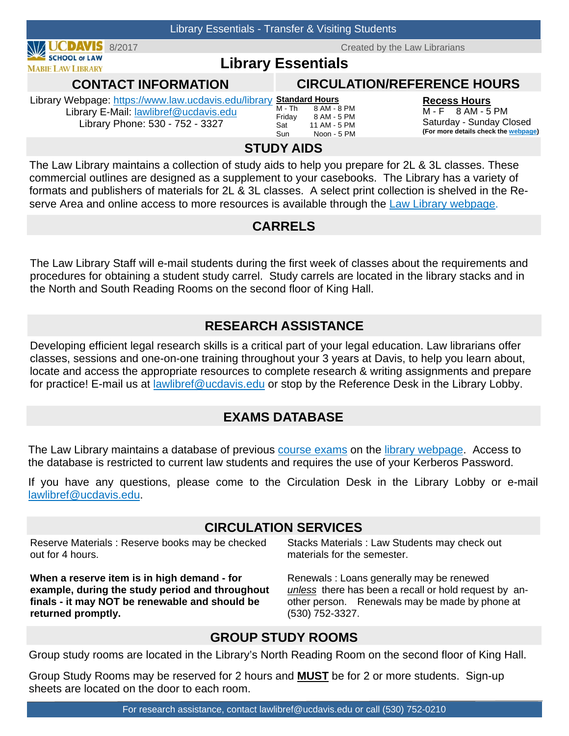Library Essentials - Transfer & Visiting Students

UC DAVIS SCHOOL OF LAW MABIE LAW LIBRARY 8/2017 — Created by the Law Librarians

# Library Essentials

## CONTACT INFORMATION

Library Webpage: [https://www.law.ucdavis.edu/library](https://www.law.ucdavis.edu/library)
Library E-Mail: [lawlibref@ucdavis.edu](mailto:lawlibref@ucdavis.edu)
Library Phone: 530 - 752 - 3327

## CIRCULATION/REFERENCE HOURS

**Standard Hours**

| | |
|---|---|
| M - Th | 8 AM - 8 PM |
| Friday | 8 AM - 5 PM |
| Sat | 11 AM - 5 PM |
| Sun | Noon - 5 PM |

**Recess Hours**

M - F 8 AM - 5 PM
Saturday - Sunday Closed
**(For more details check the webpage)**

## STUDY AIDS

The Law Library maintains a collection of study aids to help you prepare for 2L & 3L classes. These commercial outlines are designed as a supplement to your casebooks. The Library has a variety of formats and publishers of materials for 2L & 3L classes. A select print collection is shelved in the Reserve Area and online access to more resources is available through the Law Library webpage.

## CARRELS

The Law Library Staff will e-mail students during the first week of classes about the requirements and procedures for obtaining a student study carrel. Study carrels are located in the library stacks and in the North and South Reading Rooms on the second floor of King Hall.

## RESEARCH ASSISTANCE

Developing efficient legal research skills is a critical part of your legal education. Law librarians offer classes, sessions and one-on-one training throughout your 3 years at Davis, to help you learn about, locate and access the appropriate resources to complete research & writing assignments and prepare for practice! E-mail us at [lawlibref@ucdavis.edu](mailto:lawlibref@ucdavis.edu) or stop by the Reference Desk in the Library Lobby.

## EXAMS DATABASE

The Law Library maintains a database of previous course exams on the library webpage. Access to the database is restricted to current law students and requires the use of your Kerberos Password.

If you have any questions, please come to the Circulation Desk in the Library Lobby or e-mail [lawlibref@ucdavis.edu](mailto:lawlibref@ucdavis.edu).

## CIRCULATION SERVICES

Reserve Materials : Reserve books may be checked out for 4 hours.

**When a reserve item is in high demand - for example, during the study period and throughout finals - it may NOT be renewable and should be returned promptly.**

Stacks Materials : Law Students may check out materials for the semester.

Renewals : Loans generally may be renewed *unless* there has been a recall or hold request by another person. Renewals may be made by phone at (530) 752-3327.

## GROUP STUDY ROOMS

Group study rooms are located in the Library's North Reading Room on the second floor of King Hall.

Group Study Rooms may be reserved for 2 hours and **MUST** be for 2 or more students. Sign-up sheets are located on the door to each room.

For research assistance, contact lawlibref@ucdavis.edu or call (530) 752-0210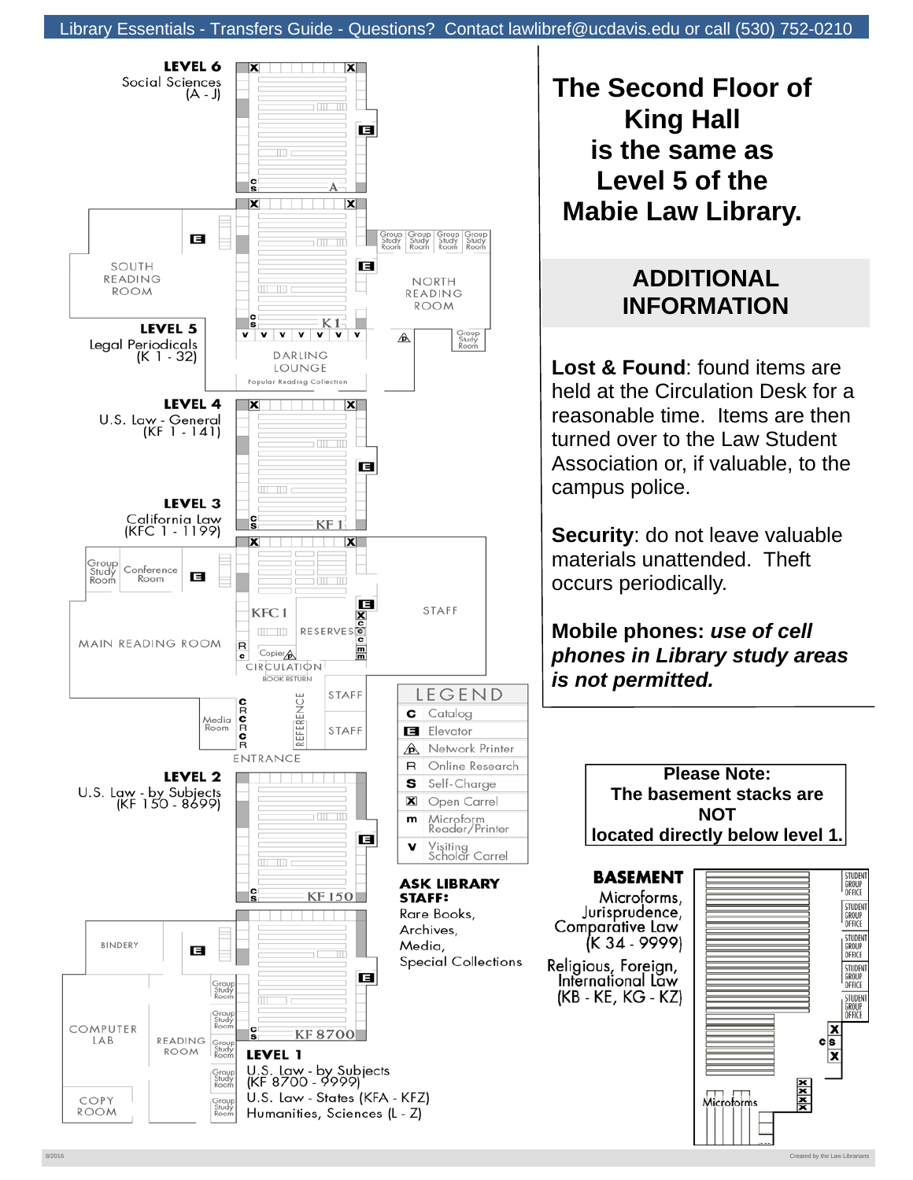Library Essentials - Transfers Guide - Questions? Contact lawlibref@ucdavis.edu or call (530) 752-0210

**LEVEL 6**
Social Sciences
(A - J)

A

SOUTH READING ROOM

NORTH READING ROOM

Group Study Room

**LEVEL 5**
Legal Periodicals
(K 1 - 32)

K 1

DARLING LOUNGE
Popular Reading Collection

**LEVEL 4**
U.S. Law - General
(KF 1 - 141)

**LEVEL 3**
California Law
(KFC 1 - 1199)

KF 1

Group Study Room

Conference Room

MAIN READING ROOM

KFC 1

RESERVES

STAFF

Copier

CIRCULATION

BOOK RETURN

Media Room

REFERENCE

STAFF

STAFF

ENTRANCE

**LEVEL 2**
U.S. Law - by Subjects
(KF 150 - 8699)

KF 150

BINDERY

COMPUTER LAB

READING ROOM

COPY ROOM

KF 8700

**LEVEL 1**
U.S. Law - by Subjects
(KF 8700 - 9999)
U.S. Law - States (KFA - KFZ)
Humanities, Sciences (L - Z)

| LEGEND | |
|---|---|
| C | Catalog |
| E | Elevator |
| P | Network Printer |
| R | Online Research |
| S | Self-Charge |
| X | Open Carrel |
| m | Microform Reader/Printer |
| V | Visiting Scholar Carrel |

**ASK LIBRARY STAFF:**
Rare Books,
Archives,
Media,
Special Collections

# The Second Floor of King Hall is the same as Level 5 of the Mabie Law Library.

## ADDITIONAL INFORMATION

**Lost & Found**: found items are held at the Circulation Desk for a reasonable time. Items are then turned over to the Law Student Association or, if valuable, to the campus police.

**Security**: do not leave valuable materials unattended. Theft occurs periodically.

**Mobile phones: *use of cell phones in Library study areas is not permitted.***

**Please Note:
The basement stacks are NOT located directly below level 1.**

**BASEMENT**
Microforms,
Jurisprudence,
Comparative Law
(K 34 - 9999)
Religious, Foreign,
International Law
(KB - KE, KG - KZ)

STUDENT GROUP OFFICE

Microforms

8/2016

Created by the Law Librarians